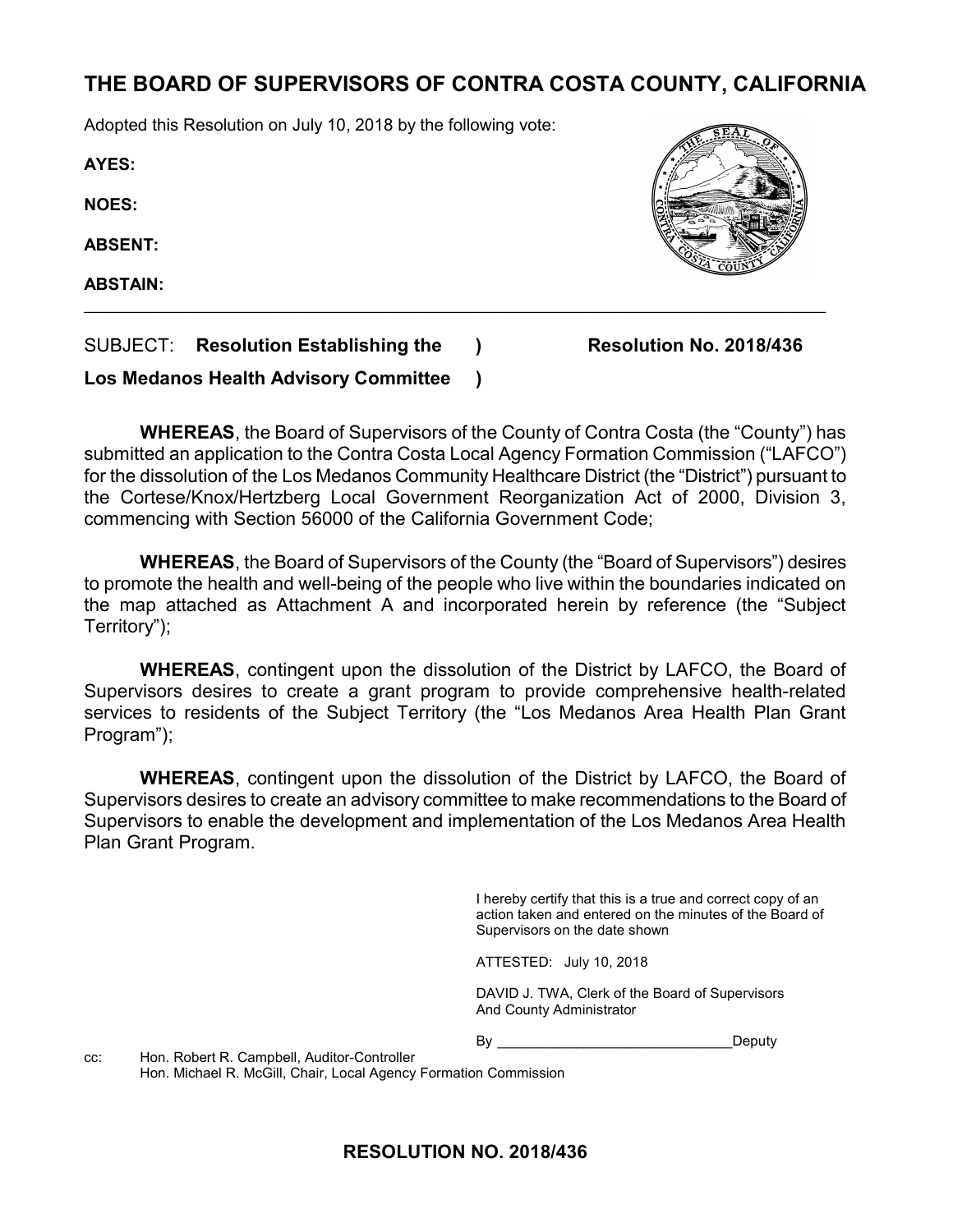# THE BOARD OF SUPERVISORS OF CONTRA COSTA COUNTY, CALIFORNIA

Adopted this Resolution on July 10, 2018 by the following vote:

**AYES:**

**NOES:**

**ABSENT:**

**ABSTAIN:**

---

SUBJECT: **Resolution Establishing the Los Medanos Health Advisory Committee** ) **Resolution No. 2018/436**

**WHEREAS**, the Board of Supervisors of the County of Contra Costa (the "County") has submitted an application to the Contra Costa Local Agency Formation Commission ("LAFCO") for the dissolution of the Los Medanos Community Healthcare District (the "District") pursuant to the Cortese/Knox/Hertzberg Local Government Reorganization Act of 2000, Division 3, commencing with Section 56000 of the California Government Code;

**WHEREAS**, the Board of Supervisors of the County (the "Board of Supervisors") desires to promote the health and well-being of the people who live within the boundaries indicated on the map attached as Attachment A and incorporated herein by reference (the "Subject Territory");

**WHEREAS**, contingent upon the dissolution of the District by LAFCO, the Board of Supervisors desires to create a grant program to provide comprehensive health-related services to residents of the Subject Territory (the "Los Medanos Area Health Plan Grant Program");

**WHEREAS**, contingent upon the dissolution of the District by LAFCO, the Board of Supervisors desires to create an advisory committee to make recommendations to the Board of Supervisors to enable the development and implementation of the Los Medanos Area Health Plan Grant Program.

I hereby certify that this is a true and correct copy of an action taken and entered on the minutes of the Board of Supervisors on the date shown

ATTESTED: July 10, 2018

DAVID J. TWA, Clerk of the Board of Supervisors And County Administrator

By ______________________________Deputy

cc: Hon. Robert R. Campbell, Auditor-Controller
Hon. Michael R. McGill, Chair, Local Agency Formation Commission

**RESOLUTION NO. 2018/436**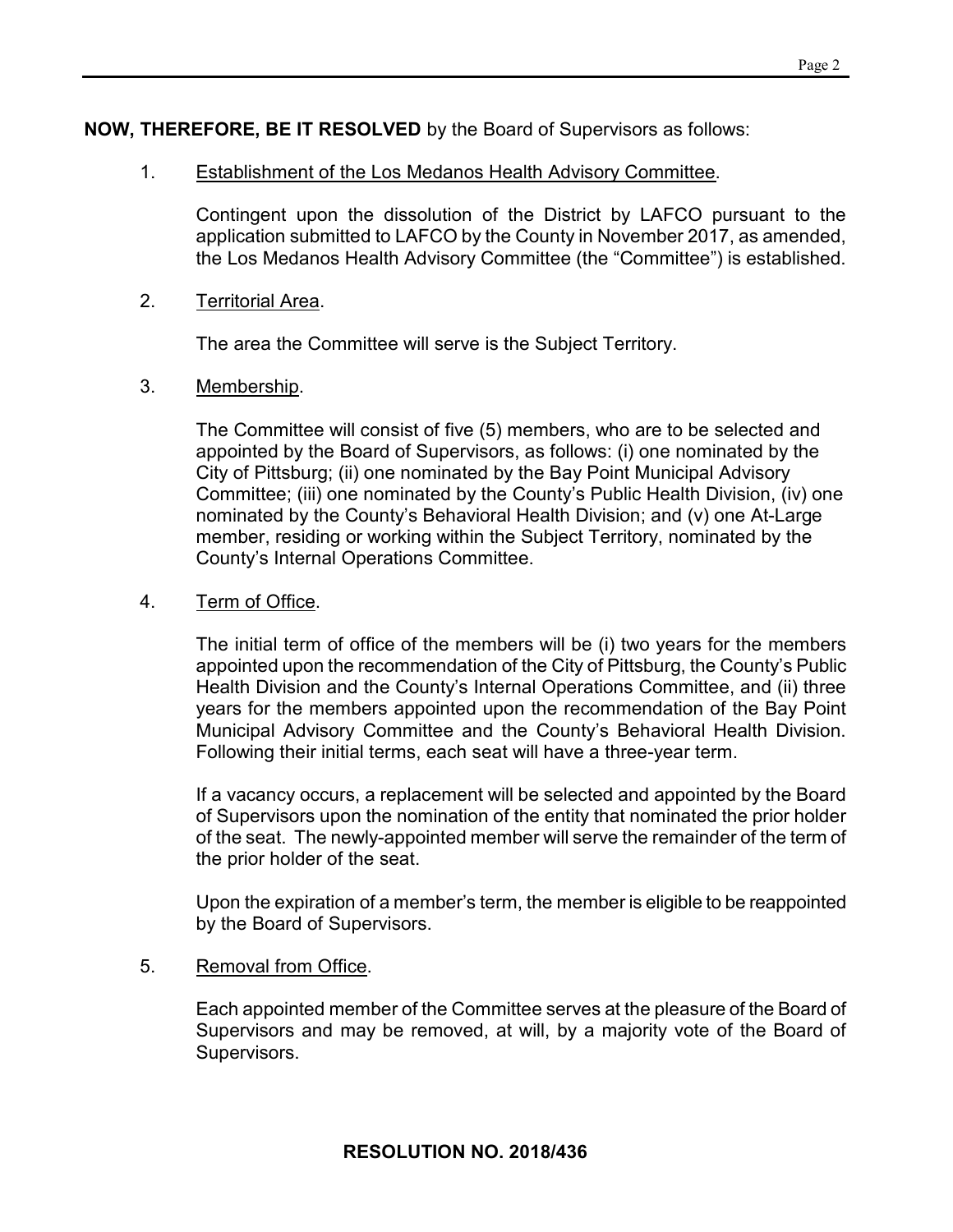**NOW, THEREFORE, BE IT RESOLVED** by the Board of Supervisors as follows:

1. Establishment of the Los Medanos Health Advisory Committee.

   Contingent upon the dissolution of the District by LAFCO pursuant to the application submitted to LAFCO by the County in November 2017, as amended, the Los Medanos Health Advisory Committee (the "Committee") is established.

2. Territorial Area.

   The area the Committee will serve is the Subject Territory.

3. Membership.

   The Committee will consist of five (5) members, who are to be selected and appointed by the Board of Supervisors, as follows: (i) one nominated by the City of Pittsburg; (ii) one nominated by the Bay Point Municipal Advisory Committee; (iii) one nominated by the County's Public Health Division, (iv) one nominated by the County's Behavioral Health Division; and (v) one At-Large member, residing or working within the Subject Territory, nominated by the County's Internal Operations Committee.

4. Term of Office.

   The initial term of office of the members will be (i) two years for the members appointed upon the recommendation of the City of Pittsburg, the County's Public Health Division and the County's Internal Operations Committee, and (ii) three years for the members appointed upon the recommendation of the Bay Point Municipal Advisory Committee and the County's Behavioral Health Division. Following their initial terms, each seat will have a three-year term.

   If a vacancy occurs, a replacement will be selected and appointed by the Board of Supervisors upon the nomination of the entity that nominated the prior holder of the seat. The newly-appointed member will serve the remainder of the term of the prior holder of the seat.

   Upon the expiration of a member's term, the member is eligible to be reappointed by the Board of Supervisors.

5. Removal from Office.

   Each appointed member of the Committee serves at the pleasure of the Board of Supervisors and may be removed, at will, by a majority vote of the Board of Supervisors.

**RESOLUTION NO. 2018/436**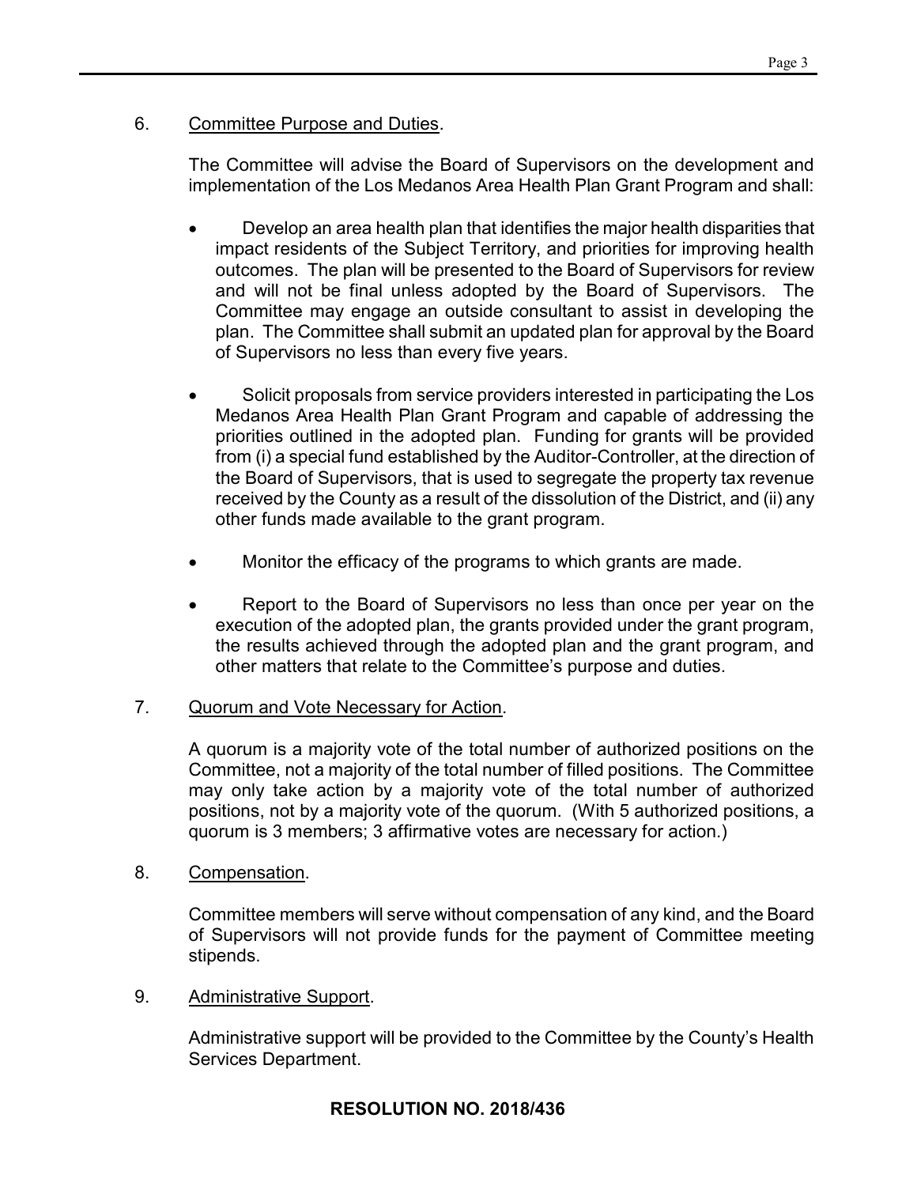6. Committee Purpose and Duties.

   The Committee will advise the Board of Supervisors on the development and implementation of the Los Medanos Area Health Plan Grant Program and shall:

   - Develop an area health plan that identifies the major health disparities that impact residents of the Subject Territory, and priorities for improving health outcomes. The plan will be presented to the Board of Supervisors for review and will not be final unless adopted by the Board of Supervisors. The Committee may engage an outside consultant to assist in developing the plan. The Committee shall submit an updated plan for approval by the Board of Supervisors no less than every five years.

   - Solicit proposals from service providers interested in participating the Los Medanos Area Health Plan Grant Program and capable of addressing the priorities outlined in the adopted plan. Funding for grants will be provided from (i) a special fund established by the Auditor-Controller, at the direction of the Board of Supervisors, that is used to segregate the property tax revenue received by the County as a result of the dissolution of the District, and (ii) any other funds made available to the grant program.

   - Monitor the efficacy of the programs to which grants are made.

   - Report to the Board of Supervisors no less than once per year on the execution of the adopted plan, the grants provided under the grant program, the results achieved through the adopted plan and the grant program, and other matters that relate to the Committee's purpose and duties.

7. Quorum and Vote Necessary for Action.

   A quorum is a majority vote of the total number of authorized positions on the Committee, not a majority of the total number of filled positions. The Committee may only take action by a majority vote of the total number of authorized positions, not by a majority vote of the quorum. (With 5 authorized positions, a quorum is 3 members; 3 affirmative votes are necessary for action.)

8. Compensation.

   Committee members will serve without compensation of any kind, and the Board of Supervisors will not provide funds for the payment of Committee meeting stipends.

9. Administrative Support.

   Administrative support will be provided to the Committee by the County's Health Services Department.

**RESOLUTION NO. 2018/436**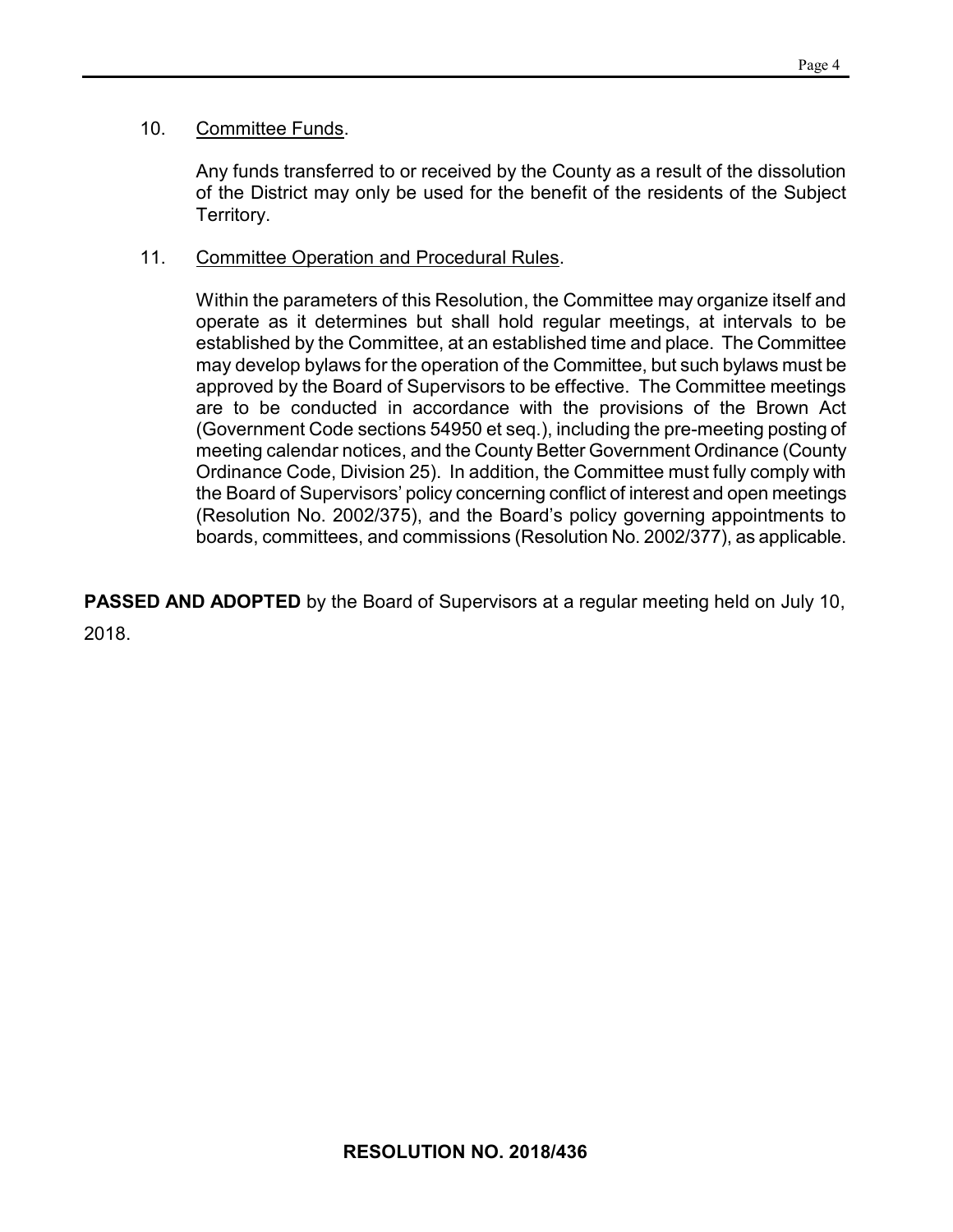10. <u>Committee Funds</u>.

    Any funds transferred to or received by the County as a result of the dissolution of the District may only be used for the benefit of the residents of the Subject Territory.

11. <u>Committee Operation and Procedural Rules</u>.

    Within the parameters of this Resolution, the Committee may organize itself and operate as it determines but shall hold regular meetings, at intervals to be established by the Committee, at an established time and place. The Committee may develop bylaws for the operation of the Committee, but such bylaws must be approved by the Board of Supervisors to be effective. The Committee meetings are to be conducted in accordance with the provisions of the Brown Act (Government Code sections 54950 et seq.), including the pre-meeting posting of meeting calendar notices, and the County Better Government Ordinance (County Ordinance Code, Division 25). In addition, the Committee must fully comply with the Board of Supervisors' policy concerning conflict of interest and open meetings (Resolution No. 2002/375), and the Board's policy governing appointments to boards, committees, and commissions (Resolution No. 2002/377), as applicable.

**PASSED AND ADOPTED** by the Board of Supervisors at a regular meeting held on July 10, 2018.

**RESOLUTION NO. 2018/436**